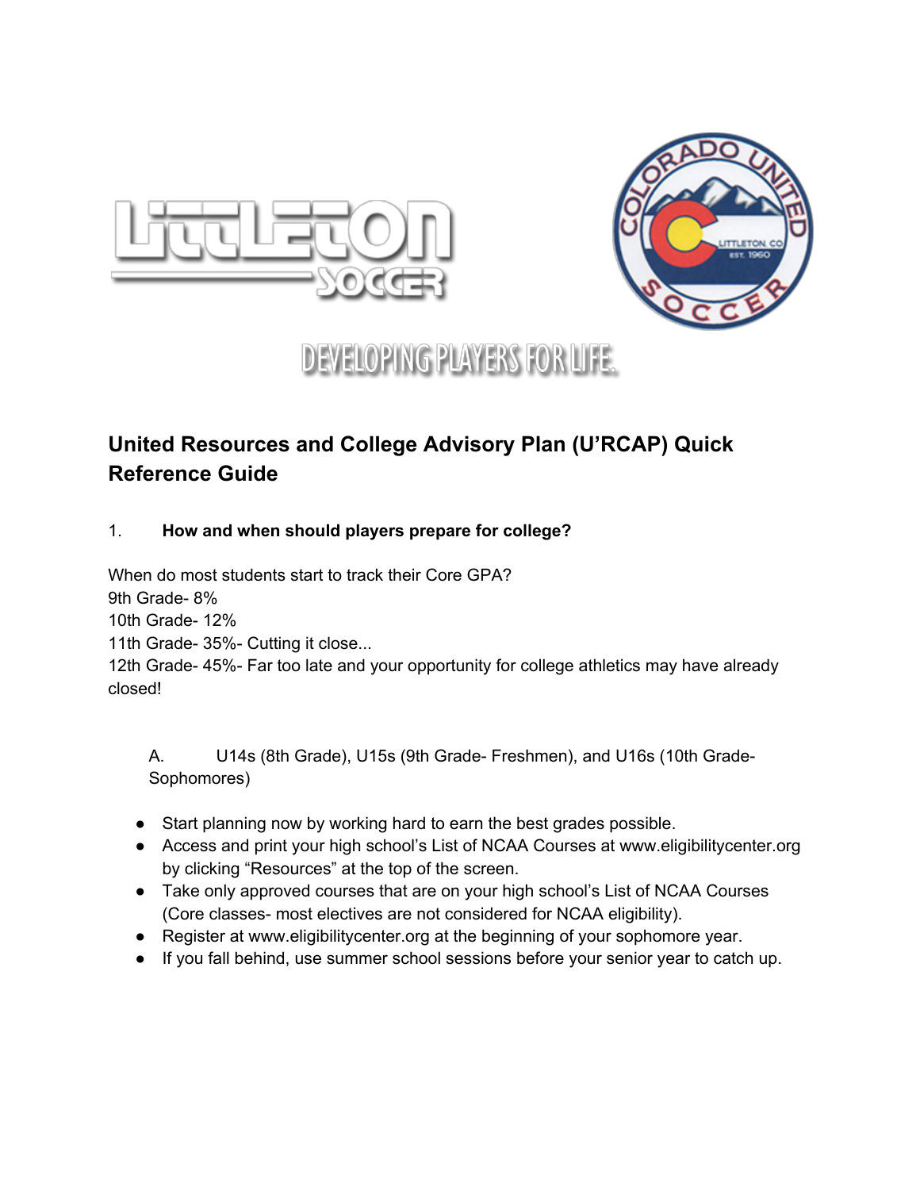DEVELOPING PLAYERS FOR LIFE.

## United Resources and College Advisory Plan (U'RCAP) Quick Reference Guide

1. **How and when should players prepare for college?**

When do most students start to track their Core GPA?
9th Grade- 8%
10th Grade- 12%
11th Grade- 35%- Cutting it close...
12th Grade- 45%- Far too late and your opportunity for college athletics may have already closed!

A. U14s (8th Grade), U15s (9th Grade- Freshmen), and U16s (10th Grade- Sophomores)

- Start planning now by working hard to earn the best grades possible.
- Access and print your high school's List of NCAA Courses at www.eligibilitycenter.org by clicking "Resources" at the top of the screen.
- Take only approved courses that are on your high school's List of NCAA Courses (Core classes- most electives are not considered for NCAA eligibility).
- Register at www.eligibilitycenter.org at the beginning of your sophomore year.
- If you fall behind, use summer school sessions before your senior year to catch up.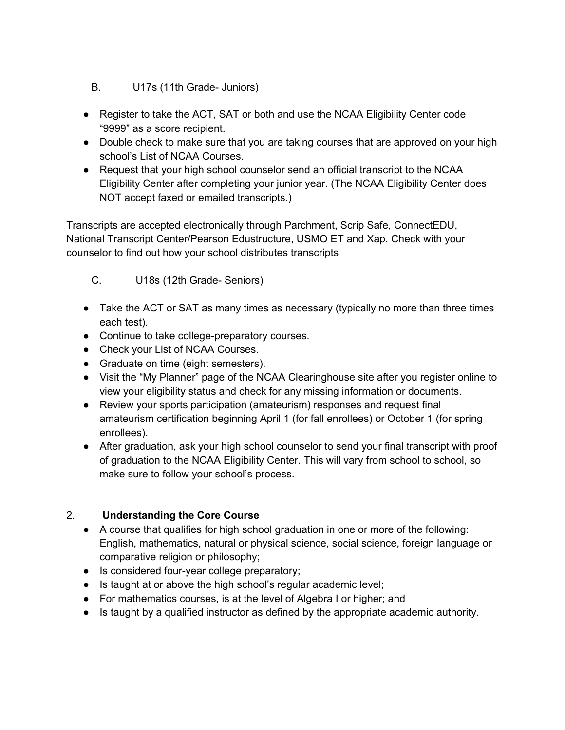B. U17s (11th Grade- Juniors)

- Register to take the ACT, SAT or both and use the NCAA Eligibility Center code "9999" as a score recipient.
- Double check to make sure that you are taking courses that are approved on your high school's List of NCAA Courses.
- Request that your high school counselor send an official transcript to the NCAA Eligibility Center after completing your junior year. (The NCAA Eligibility Center does NOT accept faxed or emailed transcripts.)

Transcripts are accepted electronically through Parchment, Scrip Safe, ConnectEDU, National Transcript Center/Pearson Edustructure, USMO ET and Xap. Check with your counselor to find out how your school distributes transcripts

C. U18s (12th Grade- Seniors)

- Take the ACT or SAT as many times as necessary (typically no more than three times each test).
- Continue to take college-preparatory courses.
- Check your List of NCAA Courses.
- Graduate on time (eight semesters).
- Visit the "My Planner" page of the NCAA Clearinghouse site after you register online to view your eligibility status and check for any missing information or documents.
- Review your sports participation (amateurism) responses and request final amateurism certification beginning April 1 (for fall enrollees) or October 1 (for spring enrollees).
- After graduation, ask your high school counselor to send your final transcript with proof of graduation to the NCAA Eligibility Center. This will vary from school to school, so make sure to follow your school's process.

## 2. **Understanding the Core Course**

- A course that qualifies for high school graduation in one or more of the following: English, mathematics, natural or physical science, social science, foreign language or comparative religion or philosophy;
- Is considered four-year college preparatory;
- Is taught at or above the high school's regular academic level;
- For mathematics courses, is at the level of Algebra I or higher; and
- Is taught by a qualified instructor as defined by the appropriate academic authority.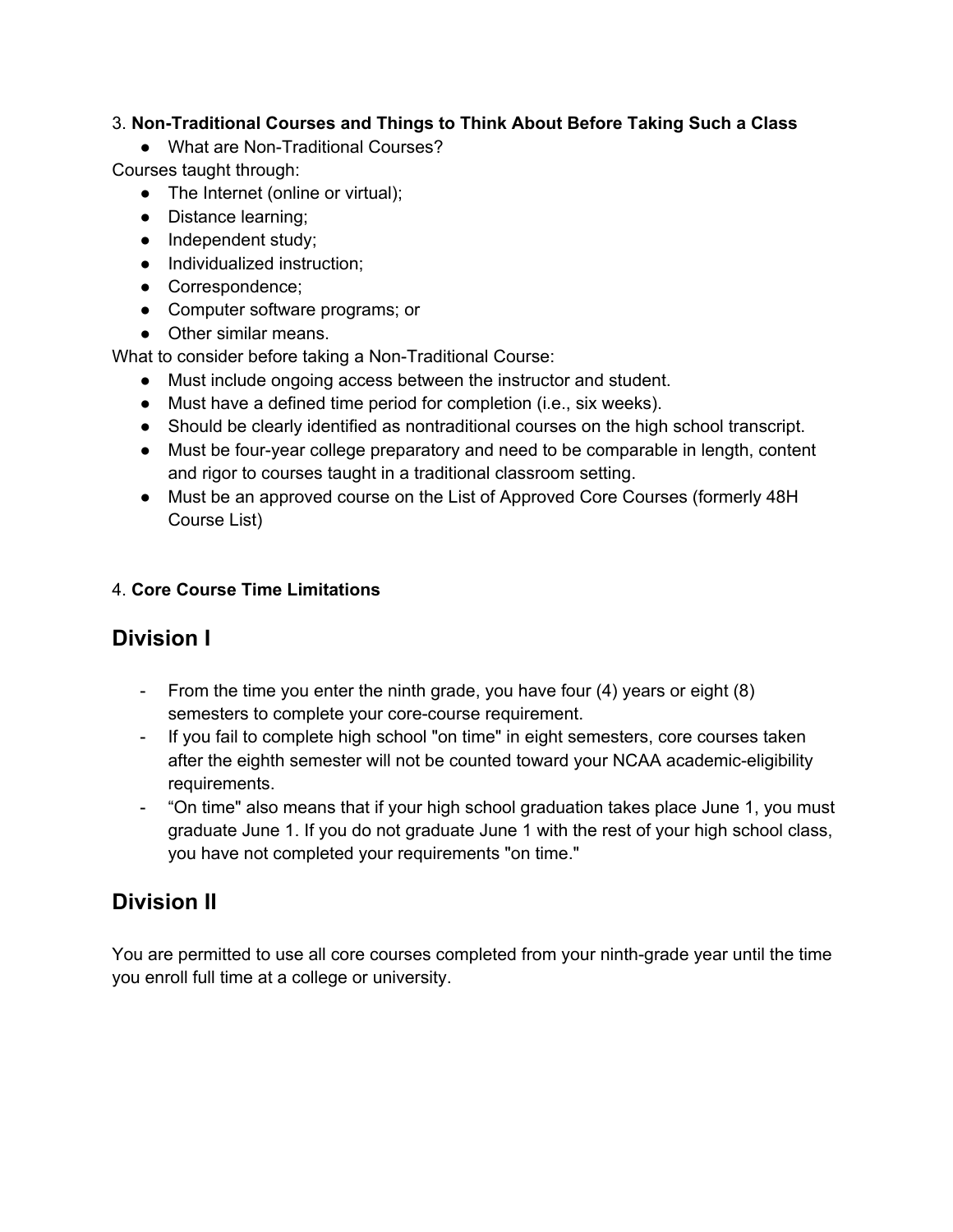3. **Non-Traditional Courses and Things to Think About Before Taking Such a Class**

- What are Non-Traditional Courses?

Courses taught through:

- The Internet (online or virtual);
- Distance learning;
- Independent study;
- Individualized instruction;
- Correspondence;
- Computer software programs; or
- Other similar means.

What to consider before taking a Non-Traditional Course:

- Must include ongoing access between the instructor and student.
- Must have a defined time period for completion (i.e., six weeks).
- Should be clearly identified as nontraditional courses on the high school transcript.
- Must be four-year college preparatory and need to be comparable in length, content and rigor to courses taught in a traditional classroom setting.
- Must be an approved course on the List of Approved Core Courses (formerly 48H Course List)

4. **Core Course Time Limitations**

## Division I

- From the time you enter the ninth grade, you have four (4) years or eight (8) semesters to complete your core-course requirement.
- If you fail to complete high school "on time" in eight semesters, core courses taken after the eighth semester will not be counted toward your NCAA academic-eligibility requirements.
- “On time" also means that if your high school graduation takes place June 1, you must graduate June 1. If you do not graduate June 1 with the rest of your high school class, you have not completed your requirements "on time."

## Division II

You are permitted to use all core courses completed from your ninth-grade year until the time you enroll full time at a college or university.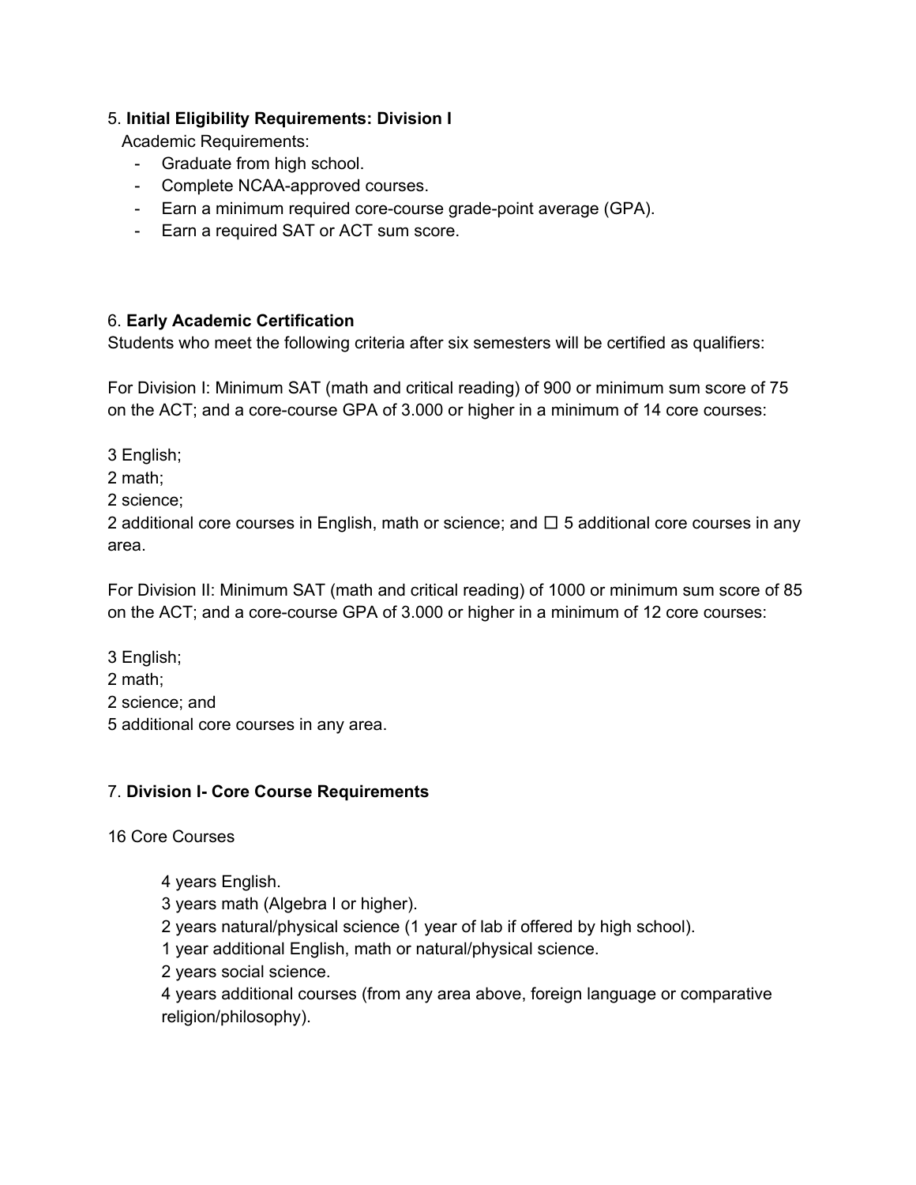5. **Initial Eligibility Requirements: Division I**

Academic Requirements:

- Graduate from high school.
- Complete NCAA-approved courses.
- Earn a minimum required core-course grade-point average (GPA).
- Earn a required SAT or ACT sum score.

6. **Early Academic Certification**

Students who meet the following criteria after six semesters will be certified as qualifiers:

For Division I: Minimum SAT (math and critical reading) of 900 or minimum sum score of 75 on the ACT; and a core-course GPA of 3.000 or higher in a minimum of 14 core courses:

3 English;

2 math;

2 science;

2 additional core courses in English, math or science; and ☐ 5 additional core courses in any area.

For Division II: Minimum SAT (math and critical reading) of 1000 or minimum sum score of 85 on the ACT; and a core-course GPA of 3.000 or higher in a minimum of 12 core courses:

3 English;

2 math;

2 science; and

5 additional core courses in any area.

7. **Division I- Core Course Requirements**

16 Core Courses

4 years English.

3 years math (Algebra I or higher).

2 years natural/physical science (1 year of lab if offered by high school).

1 year additional English, math or natural/physical science.

2 years social science.

4 years additional courses (from any area above, foreign language or comparative religion/philosophy).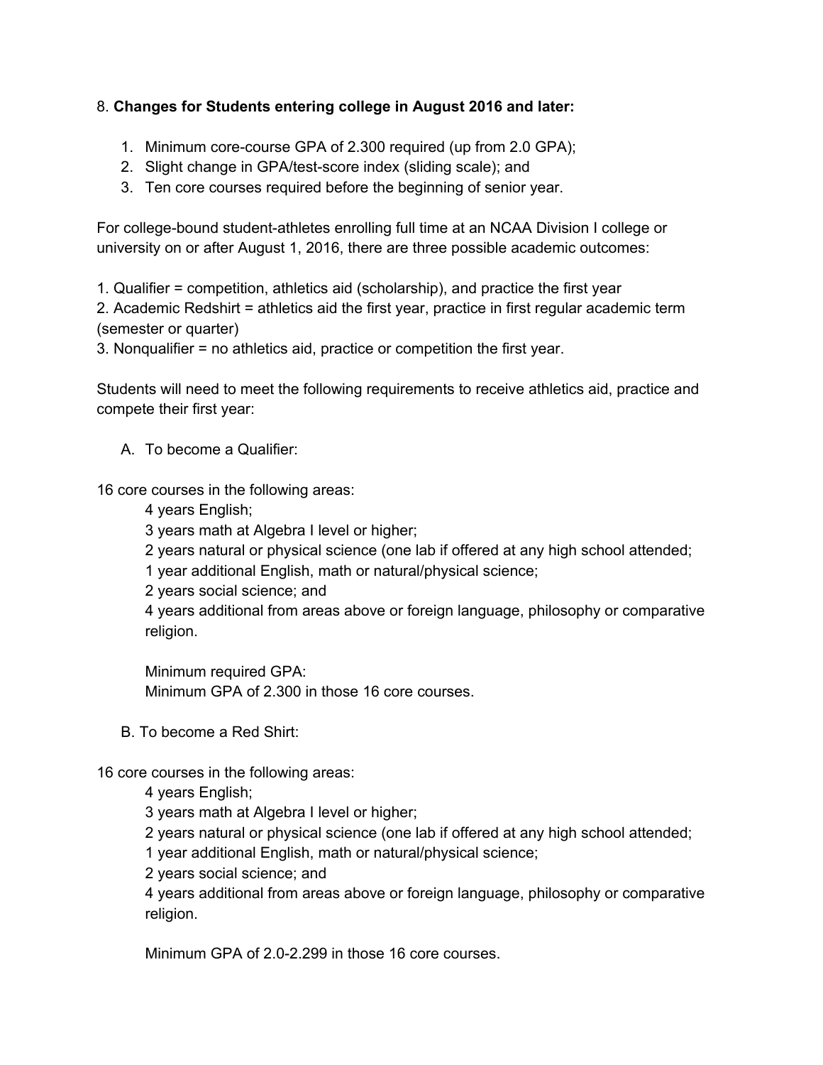8. **Changes for Students entering college in August 2016 and later:**

1. Minimum core-course GPA of 2.300 required (up from 2.0 GPA);
2. Slight change in GPA/test-score index (sliding scale); and
3. Ten core courses required before the beginning of senior year.

For college-bound student-athletes enrolling full time at an NCAA Division I college or university on or after August 1, 2016, there are three possible academic outcomes:

1. Qualifier = competition, athletics aid (scholarship), and practice the first year
2. Academic Redshirt = athletics aid the first year, practice in first regular academic term (semester or quarter)
3. Nonqualifier = no athletics aid, practice or competition the first year.

Students will need to meet the following requirements to receive athletics aid, practice and compete their first year:

A. To become a Qualifier:

16 core courses in the following areas:

4 years English;
3 years math at Algebra I level or higher;
2 years natural or physical science (one lab if offered at any high school attended;
1 year additional English, math or natural/physical science;
2 years social science; and
4 years additional from areas above or foreign language, philosophy or comparative religion.

Minimum required GPA:
Minimum GPA of 2.300 in those 16 core courses.

B. To become a Red Shirt:

16 core courses in the following areas:

4 years English;
3 years math at Algebra I level or higher;
2 years natural or physical science (one lab if offered at any high school attended;
1 year additional English, math or natural/physical science;
2 years social science; and
4 years additional from areas above or foreign language, philosophy or comparative religion.

Minimum GPA of 2.0-2.299 in those 16 core courses.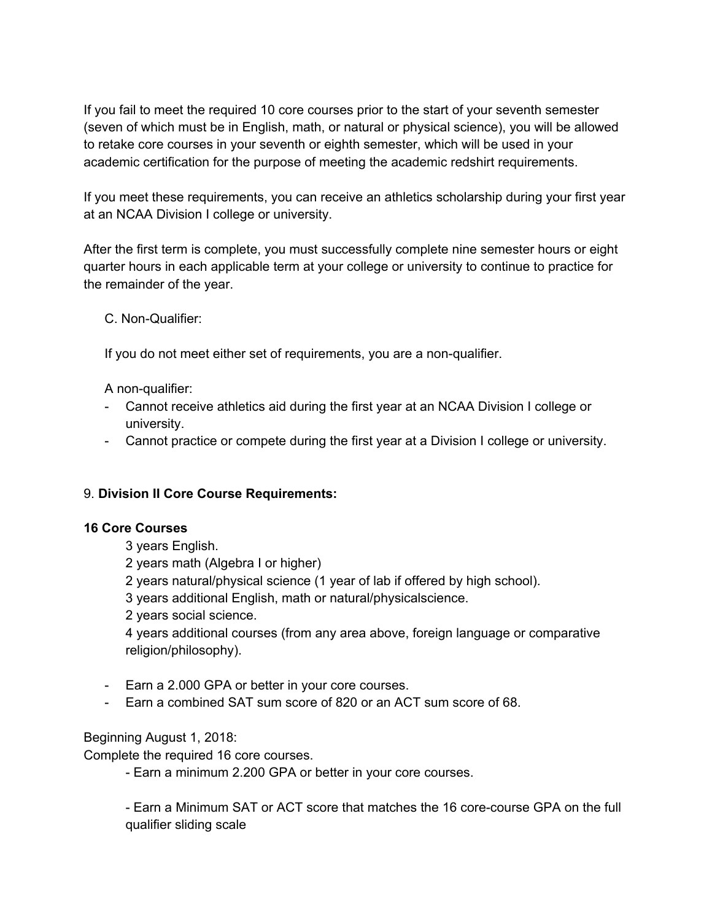If you fail to meet the required 10 core courses prior to the start of your seventh semester (seven of which must be in English, math, or natural or physical science), you will be allowed to retake core courses in your seventh or eighth semester, which will be used in your academic certification for the purpose of meeting the academic redshirt requirements.

If you meet these requirements, you can receive an athletics scholarship during your first year at an NCAA Division I college or university.

After the first term is complete, you must successfully complete nine semester hours or eight quarter hours in each applicable term at your college or university to continue to practice for the remainder of the year.

C. Non-Qualifier:

If you do not meet either set of requirements, you are a non-qualifier.

A non-qualifier:

- Cannot receive athletics aid during the first year at an NCAA Division I college or university.
- Cannot practice or compete during the first year at a Division I college or university.

9. **Division II Core Course Requirements:**

**16 Core Courses**

3 years English.
2 years math (Algebra I or higher)
2 years natural/physical science (1 year of lab if offered by high school).
3 years additional English, math or natural/physicalscience.
2 years social science.
4 years additional courses (from any area above, foreign language or comparative religion/philosophy).

- Earn a 2.000 GPA or better in your core courses.
- Earn a combined SAT sum score of 820 or an ACT sum score of 68.

Beginning August 1, 2018:
Complete the required 16 core courses.

- Earn a minimum 2.200 GPA or better in your core courses.

- Earn a Minimum SAT or ACT score that matches the 16 core-course GPA on the full qualifier sliding scale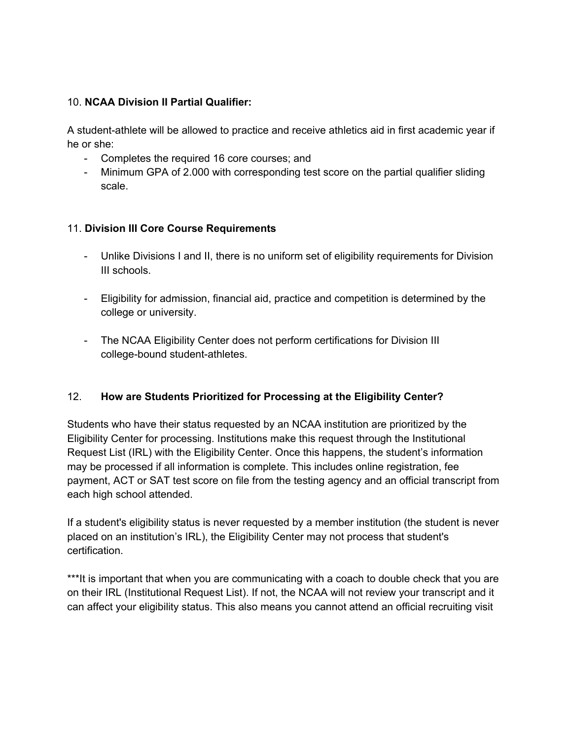10. **NCAA Division II Partial Qualifier:**

A student-athlete will be allowed to practice and receive athletics aid in first academic year if he or she:

- Completes the required 16 core courses; and
- Minimum GPA of 2.000 with corresponding test score on the partial qualifier sliding scale.

11. **Division III Core Course Requirements**

- Unlike Divisions I and II, there is no uniform set of eligibility requirements for Division III schools.
- Eligibility for admission, financial aid, practice and competition is determined by the college or university.
- The NCAA Eligibility Center does not perform certifications for Division III college-bound student-athletes.

12. **How are Students Prioritized for Processing at the Eligibility Center?**

Students who have their status requested by an NCAA institution are prioritized by the Eligibility Center for processing. Institutions make this request through the Institutional Request List (IRL) with the Eligibility Center. Once this happens, the student's information may be processed if all information is complete. This includes online registration, fee payment, ACT or SAT test score on file from the testing agency and an official transcript from each high school attended.

If a student's eligibility status is never requested by a member institution (the student is never placed on an institution's IRL), the Eligibility Center may not process that student's certification.

***It is important that when you are communicating with a coach to double check that you are on their IRL (Institutional Request List). If not, the NCAA will not review your transcript and it can affect your eligibility status. This also means you cannot attend an official recruiting visit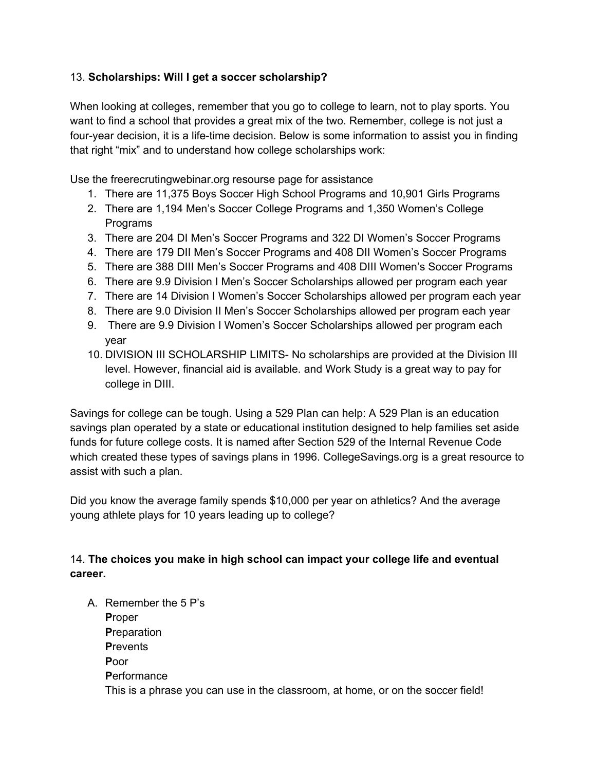13. **Scholarships: Will I get a soccer scholarship?**

When looking at colleges, remember that you go to college to learn, not to play sports. You want to find a school that provides a great mix of the two. Remember, college is not just a four-year decision, it is a life-time decision. Below is some information to assist you in finding that right "mix" and to understand how college scholarships work:

Use the freerecrutingwebinar.org resourse page for assistance

1. There are 11,375 Boys Soccer High School Programs and 10,901 Girls Programs
2. There are 1,194 Men's Soccer College Programs and 1,350 Women's College Programs
3. There are 204 DI Men's Soccer Programs and 322 DI Women's Soccer Programs
4. There are 179 DII Men's Soccer Programs and 408 DII Women's Soccer Programs
5. There are 388 DIII Men's Soccer Programs and 408 DIII Women's Soccer Programs
6. There are 9.9 Division I Men's Soccer Scholarships allowed per program each year
7. There are 14 Division I Women's Soccer Scholarships allowed per program each year
8. There are 9.0 Division II Men's Soccer Scholarships allowed per program each year
9. There are 9.9 Division I Women's Soccer Scholarships allowed per program each year
10. DIVISION III SCHOLARSHIP LIMITS- No scholarships are provided at the Division III level. However, financial aid is available. and Work Study is a great way to pay for college in DIII.

Savings for college can be tough. Using a 529 Plan can help: A 529 Plan is an education savings plan operated by a state or educational institution designed to help families set aside funds for future college costs. It is named after Section 529 of the Internal Revenue Code which created these types of savings plans in 1996. CollegeSavings.org is a great resource to assist with such a plan.

Did you know the average family spends $10,000 per year on athletics? And the average young athlete plays for 10 years leading up to college?

14. **The choices you make in high school can impact your college life and eventual career.**

A. Remember the 5 P's
   **P**roper
   **P**reparation
   **P**revents
   **P**oor
   **P**erformance
   This is a phrase you can use in the classroom, at home, or on the soccer field!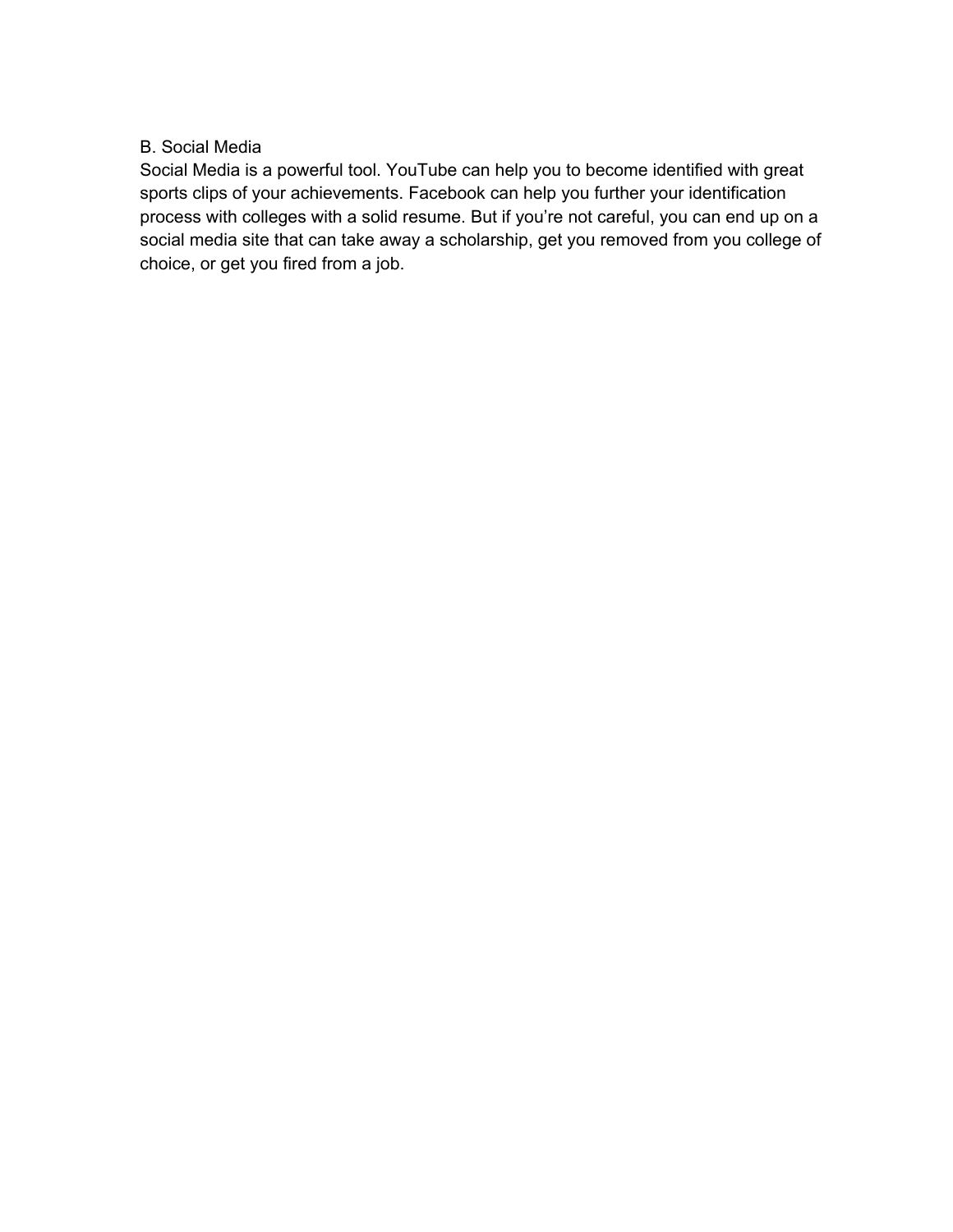### B. Social Media

Social Media is a powerful tool. YouTube can help you to become identified with great sports clips of your achievements. Facebook can help you further your identification process with colleges with a solid resume. But if you're not careful, you can end up on a social media site that can take away a scholarship, get you removed from you college of choice, or get you fired from a job.